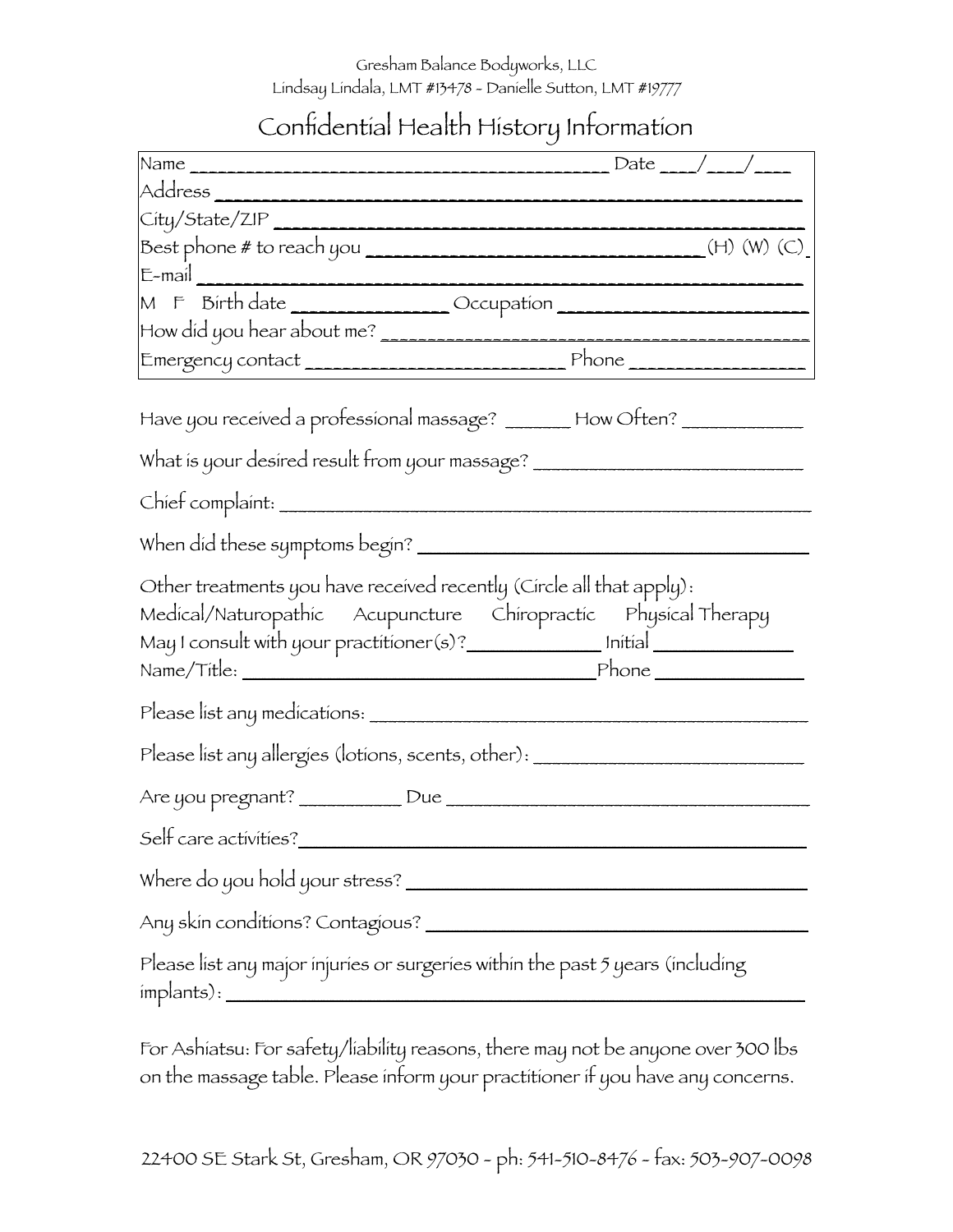Gresham Balance Bodyworks, LLC

Lindsay Lindala, LMT #13478 - Danielle Sutton, LMT #19777

# Confidential Health History Information

Name ________________________________________ Date ___/___/___

Address ________________________________________

City/State/ZIP ________________________________________

Best phone # to reach you ______________________________ (H) (W) (C)

E-mail ________________________________________

M F Birth date ______________ Occupation ______________________

How did you hear about me? ________________________________________

Emergency contact ________________________ Phone ________________

Have you received a professional massage? ______ How Often? ___________

What is your desired result from your massage? __________________________

Chief complaint: ________________________________________________

When did these symptoms begin? __________________________________

Other treatments you have received recently (Circle all that apply):

Medical/Naturopathic Acupuncture Chiropractic Physical Therapy

May I consult with your practitioner(s)? ____________ Initial ____________

Name/Title: ________________________________ Phone ______________

Please list any medications: ____________________________________________

Please list any allergies (lotions, scents, other): __________________________

Are you pregnant? __________ Due ____________________________________

Self care activities? _____________________________________________

Where do you hold your stress? ___________________________________

Any skin conditions? Contagious? _________________________________

Please list any major injuries or surgeries within the past 5 years (including implants): ________________________________________________

For Ashiatsu: For safety/liability reasons, there may not be anyone over 300 lbs on the massage table. Please inform your practitioner if you have any concerns.

22400 SE Stark St, Gresham, OR 97030 - ph: 541-510-8476 - fax: 503-907-0098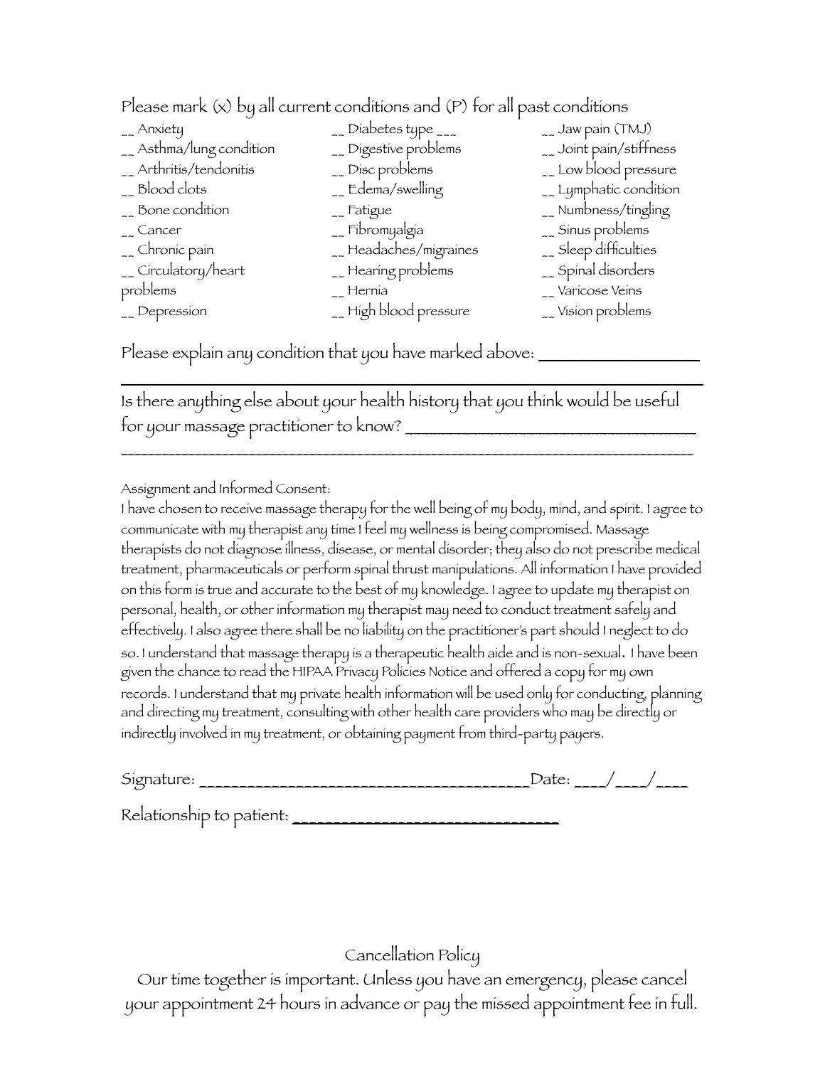Please mark (x) by all current conditions and (P) for all past conditions

__ Anxiety
__ Asthma/lung condition
__ Arthritis/tendonitis
__ Blood clots
__ Bone condition
__ Cancer
__ Chronic pain
__ Circulatory/heart problems
__ Depression
__ Diabetes type ___
__ Digestive problems
__ Disc problems
__ Edema/swelling
__ Fatigue
__ Fibromyalgia
__ Headaches/migraines
__ Hearing problems
__ Hernia
__ High blood pressure
__ Jaw pain (TMJ)
__ Joint pain/stiffness
__ Low blood pressure
__ Lymphatic condition
__ Numbness/tingling
__ Sinus problems
__ Sleep difficulties
__ Spinal disorders
__ Varicose Veins
__ Vision problems

Please explain any condition that you have marked above: ________________
______________________________________________________________

Is there anything else about your health history that you think would be useful for your massage practitioner to know? ________________________________
______________________________________________________________

Assignment and Informed Consent:

I have chosen to receive massage therapy for the well being of my body, mind, and spirit. I agree to communicate with my therapist any time I feel my wellness is being compromised. Massage therapists do not diagnose illness, disease, or mental disorder; they also do not prescribe medical treatment, pharmaceuticals or perform spinal thrust manipulations. All information I have provided on this form is true and accurate to the best of my knowledge. I agree to update my therapist on personal, health, or other information my therapist may need to conduct treatment safely and effectively. I also agree there shall be no liability on the practitioner's part should I neglect to do so. I understand that massage therapy is a therapeutic health aide and is non-sexual. I have been given the chance to read the HIPAA Privacy Policies Notice and offered a copy for my own records. I understand that my private health information will be used only for conducting, planning and directing my treatment, consulting with other health care providers who may be directly or indirectly involved in my treatment, or obtaining payment from third-party payers.

Signature: ____________________________________ Date: ___/___/___

Relationship to patient: ____________________________

Cancellation Policy

Our time together is important. Unless you have an emergency, please cancel your appointment 24 hours in advance or pay the missed appointment fee in full.